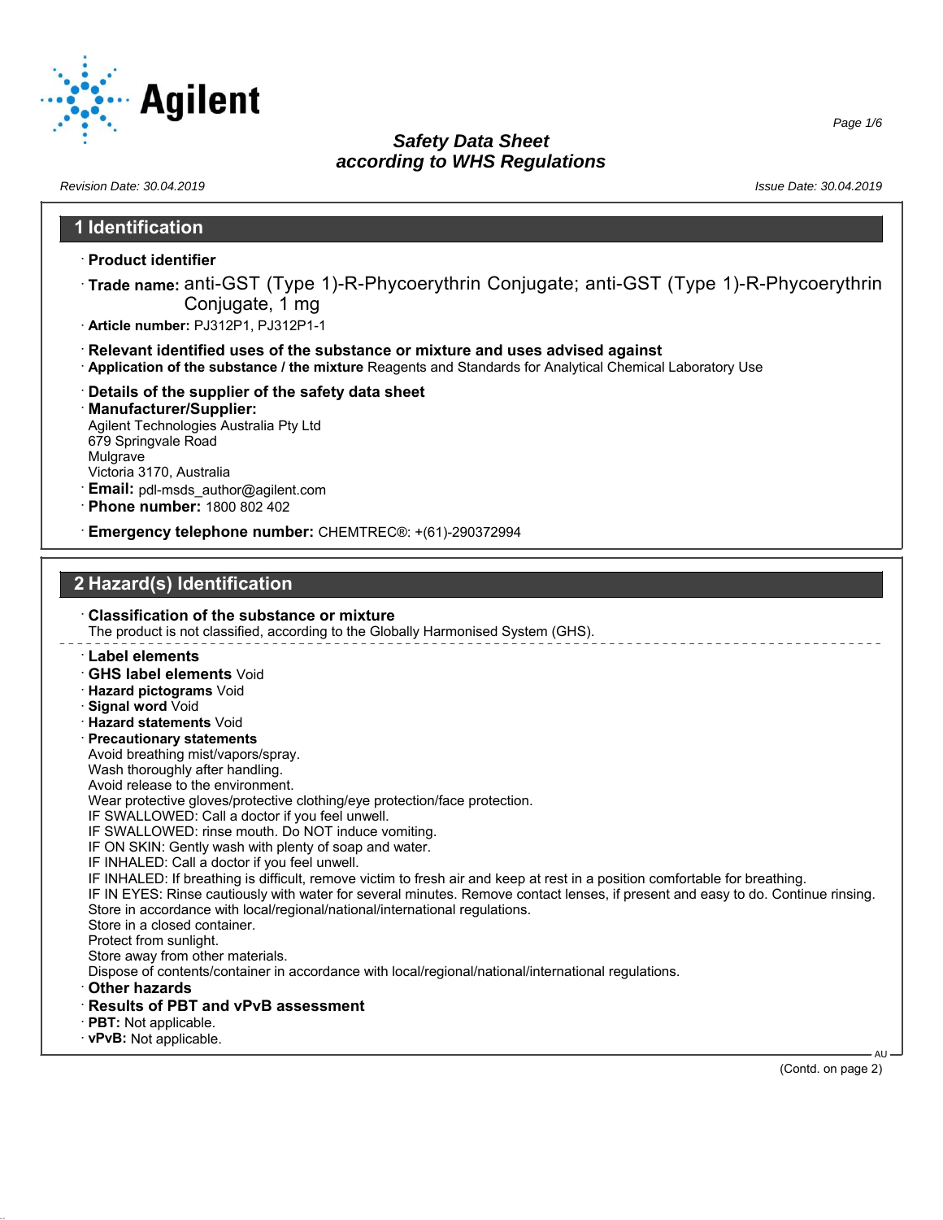# Safety Data Sheet
## according to WHS Regulations

*Revision Date: 30.04.2019* *Issue Date: 30.04.2019*

## 1 Identification

· **Product identifier**

· **Trade name:** anti-GST (Type 1)-R-Phycoerythrin Conjugate; anti-GST (Type 1)-R-Phycoerythrin Conjugate, 1 mg

· **Article number:** PJ312P1, PJ312P1-1

· **Relevant identified uses of the substance or mixture and uses advised against**

· **Application of the substance / the mixture** Reagents and Standards for Analytical Chemical Laboratory Use

· **Details of the supplier of the safety data sheet**

· **Manufacturer/Supplier:**
Agilent Technologies Australia Pty Ltd
679 Springvale Road
Mulgrave
Victoria 3170, Australia

· **Email:** pdl-msds_author@agilent.com

· **Phone number:** 1800 802 402

· **Emergency telephone number:** CHEMTREC®: +(61)-290372994

## 2 Hazard(s) Identification

· **Classification of the substance or mixture**
The product is not classified, according to the Globally Harmonised System (GHS).

· **Label elements**

· **GHS label elements** Void

· **Hazard pictograms** Void

· **Signal word** Void

· **Hazard statements** Void

· **Precautionary statements**
Avoid breathing mist/vapors/spray.
Wash thoroughly after handling.
Avoid release to the environment.
Wear protective gloves/protective clothing/eye protection/face protection.
IF SWALLOWED: Call a doctor if you feel unwell.
IF SWALLOWED: rinse mouth. Do NOT induce vomiting.
IF ON SKIN: Gently wash with plenty of soap and water.
IF INHALED: Call a doctor if you feel unwell.
IF INHALED: If breathing is difficult, remove victim to fresh air and keep at rest in a position comfortable for breathing.
IF IN EYES: Rinse cautiously with water for several minutes. Remove contact lenses, if present and easy to do. Continue rinsing.
Store in accordance with local/regional/national/international regulations.
Store in a closed container.
Protect from sunlight.
Store away from other materials.
Dispose of contents/container in accordance with local/regional/national/international regulations.

· **Other hazards**

· **Results of PBT and vPvB assessment**

· **PBT:** Not applicable.

· **vPvB:** Not applicable.

(Contd. on page 2)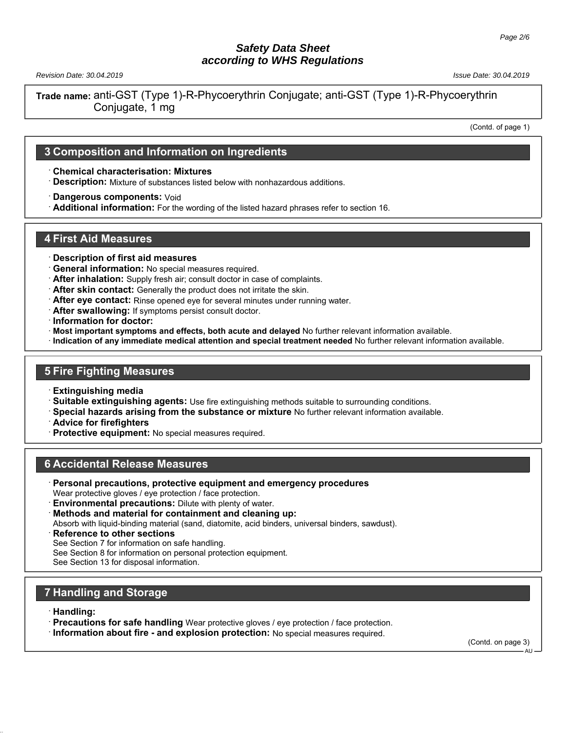**Trade name:** anti-GST (Type 1)-R-Phycoerythrin Conjugate; anti-GST (Type 1)-R-Phycoerythrin Conjugate, 1 mg

(Contd. of page 1)

## 3 Composition and Information on Ingredients

· **Chemical characterisation: Mixtures**
· **Description:** Mixture of substances listed below with nonhazardous additions.

· **Dangerous components:** Void
· **Additional information:** For the wording of the listed hazard phrases refer to section 16.

## 4 First Aid Measures

· **Description of first aid measures**
· **General information:** No special measures required.
· **After inhalation:** Supply fresh air; consult doctor in case of complaints.
· **After skin contact:** Generally the product does not irritate the skin.
· **After eye contact:** Rinse opened eye for several minutes under running water.
· **After swallowing:** If symptoms persist consult doctor.
· **Information for doctor:**
· **Most important symptoms and effects, both acute and delayed** No further relevant information available.
· **Indication of any immediate medical attention and special treatment needed** No further relevant information available.

## 5 Fire Fighting Measures

· **Extinguishing media**
· **Suitable extinguishing agents:** Use fire extinguishing methods suitable to surrounding conditions.
· **Special hazards arising from the substance or mixture** No further relevant information available.
· **Advice for firefighters**
· **Protective equipment:** No special measures required.

## 6 Accidental Release Measures

· **Personal precautions, protective equipment and emergency procedures**
Wear protective gloves / eye protection / face protection.
· **Environmental precautions:** Dilute with plenty of water.
· **Methods and material for containment and cleaning up:**
Absorb with liquid-binding material (sand, diatomite, acid binders, universal binders, sawdust).
· **Reference to other sections**
See Section 7 for information on safe handling.
See Section 8 for information on personal protection equipment.
See Section 13 for disposal information.

## 7 Handling and Storage

· **Handling:**
· **Precautions for safe handling** Wear protective gloves / eye protection / face protection.
· **Information about fire - and explosion protection:** No special measures required.

(Contd. on page 3)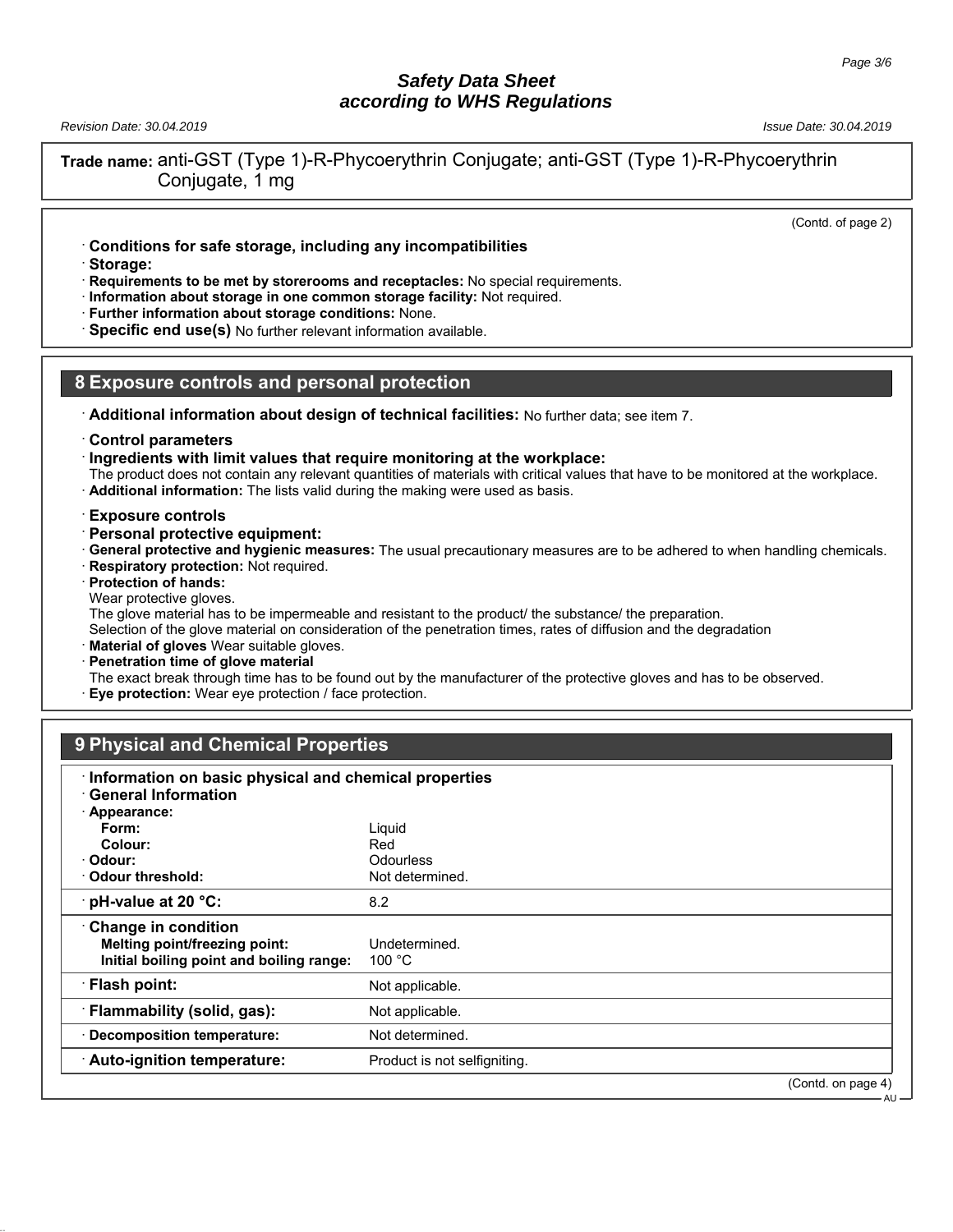**Trade name:** anti-GST (Type 1)-R-Phycoerythrin Conjugate; anti-GST (Type 1)-R-Phycoerythrin Conjugate, 1 mg

(Contd. of page 2)

· **Conditions for safe storage, including any incompatibilities**
· **Storage:**
· **Requirements to be met by storerooms and receptacles:** No special requirements.
· **Information about storage in one common storage facility:** Not required.
· **Further information about storage conditions:** None.
· **Specific end use(s)** No further relevant information available.

## 8 Exposure controls and personal protection

· **Additional information about design of technical facilities:** No further data; see item 7.

· **Control parameters**
· **Ingredients with limit values that require monitoring at the workplace:**
The product does not contain any relevant quantities of materials with critical values that have to be monitored at the workplace.
· **Additional information:** The lists valid during the making were used as basis.

· **Exposure controls**
· **Personal protective equipment:**
· **General protective and hygienic measures:** The usual precautionary measures are to be adhered to when handling chemicals.
· **Respiratory protection:** Not required.
· **Protection of hands:**
Wear protective gloves.
The glove material has to be impermeable and resistant to the product/ the substance/ the preparation.
Selection of the glove material on consideration of the penetration times, rates of diffusion and the degradation
· **Material of gloves** Wear suitable gloves.
· **Penetration time of glove material**
The exact break through time has to be found out by the manufacturer of the protective gloves and has to be observed.
· **Eye protection:** Wear eye protection / face protection.

## 9 Physical and Chemical Properties

· **Information on basic physical and chemical properties**
· **General Information**

| Property | Value |
|---|---|
| · **Appearance:** | |
| **Form:** | Liquid |
| **Colour:** | Red |
| · **Odour:** | Odourless |
| · **Odour threshold:** | Not determined. |
| · **pH-value at 20 °C:** | 8.2 |
| · **Change in condition** | |
| **Melting point/freezing point:** | Undetermined. |
| **Initial boiling point and boiling range:** | 100 °C |
| · **Flash point:** | Not applicable. |
| · **Flammability (solid, gas):** | Not applicable. |
| · **Decomposition temperature:** | Not determined. |
| · **Auto-ignition temperature:** | Product is not selfigniting. |

(Contd. on page 4)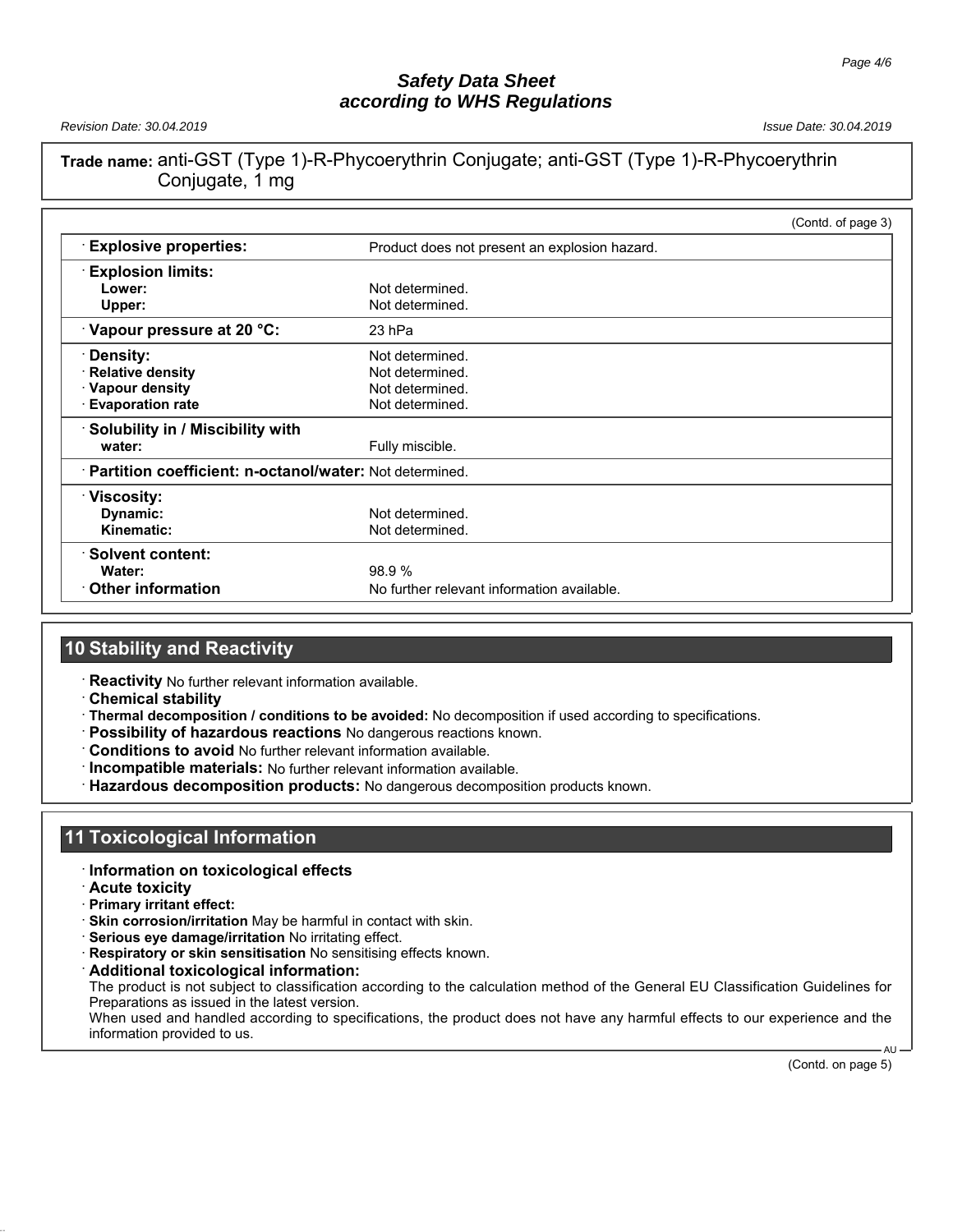**Trade name:** anti-GST (Type 1)-R-Phycoerythrin Conjugate; anti-GST (Type 1)-R-Phycoerythrin Conjugate, 1 mg

(Contd. of page 3)

| | |
|---|---|
| · **Explosive properties:** | Product does not present an explosion hazard. |
| · **Explosion limits:** | |
| **Lower:** | Not determined. |
| **Upper:** | Not determined. |
| · **Vapour pressure at 20 °C:** | 23 hPa |
| · **Density:** | Not determined. |
| · **Relative density** | Not determined. |
| · **Vapour density** | Not determined. |
| · **Evaporation rate** | Not determined. |
| · **Solubility in / Miscibility with** | |
| **water:** | Fully miscible. |
| · **Partition coefficient: n-octanol/water:** | Not determined. |
| · **Viscosity:** | |
| **Dynamic:** | Not determined. |
| **Kinematic:** | Not determined. |
| · **Solvent content:** | |
| **Water:** | 98.9 % |
| · **Other information** | No further relevant information available. |

## 10 Stability and Reactivity

- · **Reactivity** No further relevant information available.
- · **Chemical stability**
- · **Thermal decomposition / conditions to be avoided:** No decomposition if used according to specifications.
- · **Possibility of hazardous reactions** No dangerous reactions known.
- · **Conditions to avoid** No further relevant information available.
- · **Incompatible materials:** No further relevant information available.
- · **Hazardous decomposition products:** No dangerous decomposition products known.

## 11 Toxicological Information

- · **Information on toxicological effects**
- · **Acute toxicity**
- · **Primary irritant effect:**
- · **Skin corrosion/irritation** May be harmful in contact with skin.
- · **Serious eye damage/irritation** No irritating effect.
- · **Respiratory or skin sensitisation** No sensitising effects known.
- · **Additional toxicological information:**

The product is not subject to classification according to the calculation method of the General EU Classification Guidelines for Preparations as issued in the latest version.

When used and handled according to specifications, the product does not have any harmful effects to our experience and the information provided to us.

(Contd. on page 5)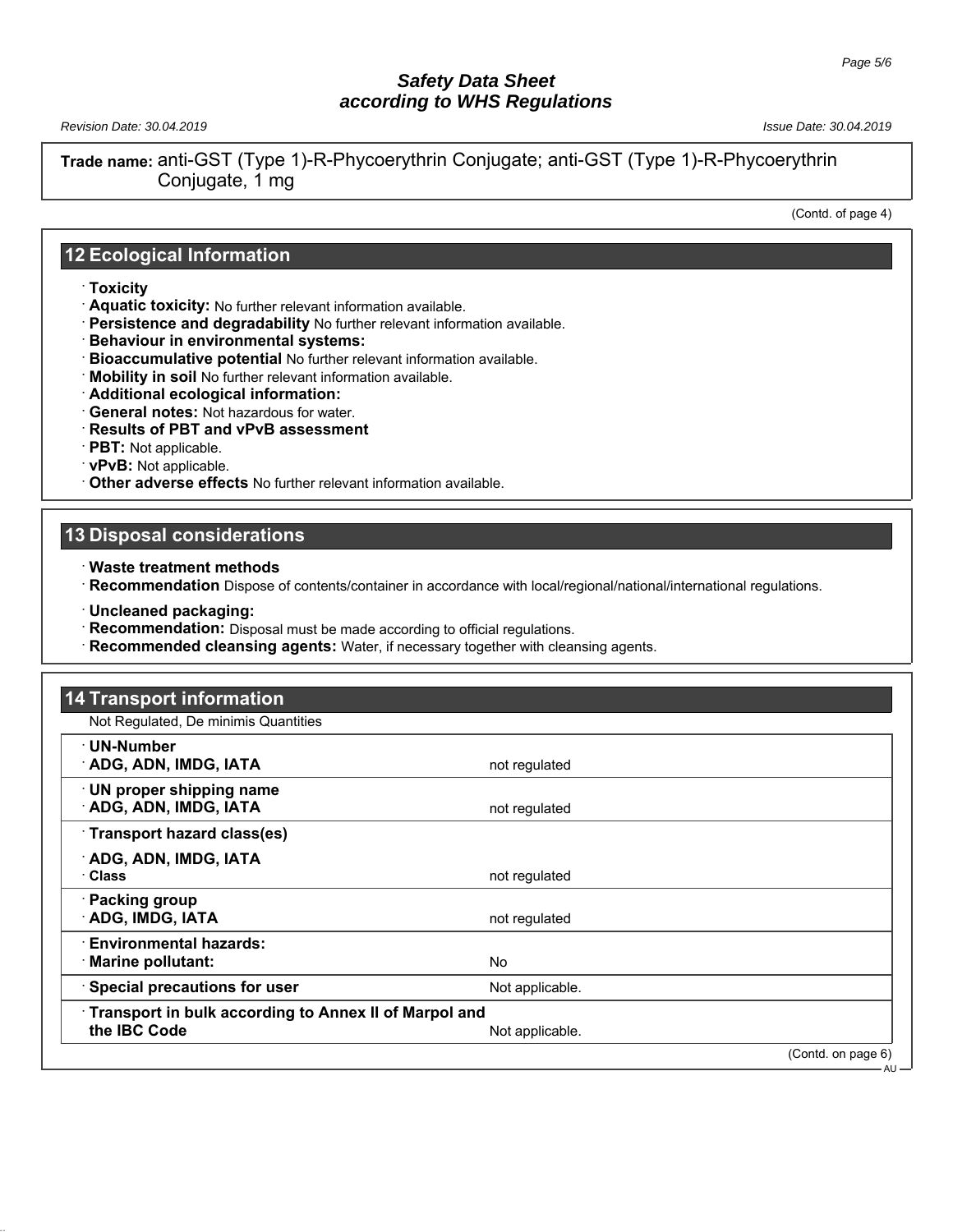**Trade name:** anti-GST (Type 1)-R-Phycoerythrin Conjugate; anti-GST (Type 1)-R-Phycoerythrin Conjugate, 1 mg

(Contd. of page 4)

## 12 Ecological Information

- **Toxicity**
- **Aquatic toxicity:** No further relevant information available.
- **Persistence and degradability** No further relevant information available.
- **Behaviour in environmental systems:**
- **Bioaccumulative potential** No further relevant information available.
- **Mobility in soil** No further relevant information available.
- **Additional ecological information:**
- **General notes:** Not hazardous for water.
- **Results of PBT and vPvB assessment**
- **PBT:** Not applicable.
- **vPvB:** Not applicable.
- **Other adverse effects** No further relevant information available.

## 13 Disposal considerations

- **Waste treatment methods**
- **Recommendation** Dispose of contents/container in accordance with local/regional/national/international regulations.

- **Uncleaned packaging:**
- **Recommendation:** Disposal must be made according to official regulations.
- **Recommended cleansing agents:** Water, if necessary together with cleansing agents.

## 14 Transport information

Not Regulated, De minimis Quantities

| | |
|---|---|
| **UN-Number** | |
| **ADG, ADN, IMDG, IATA** | not regulated |
| **UN proper shipping name** | |
| **ADG, ADN, IMDG, IATA** | not regulated |
| **Transport hazard class(es)** | |
| **ADG, ADN, IMDG, IATA** | |
| **Class** | not regulated |
| **Packing group** | |
| **ADG, IMDG, IATA** | not regulated |
| **Environmental hazards:** | |
| **Marine pollutant:** | No |
| **Special precautions for user** | Not applicable. |
| **Transport in bulk according to Annex II of Marpol and the IBC Code** | Not applicable. |

(Contd. on page 6)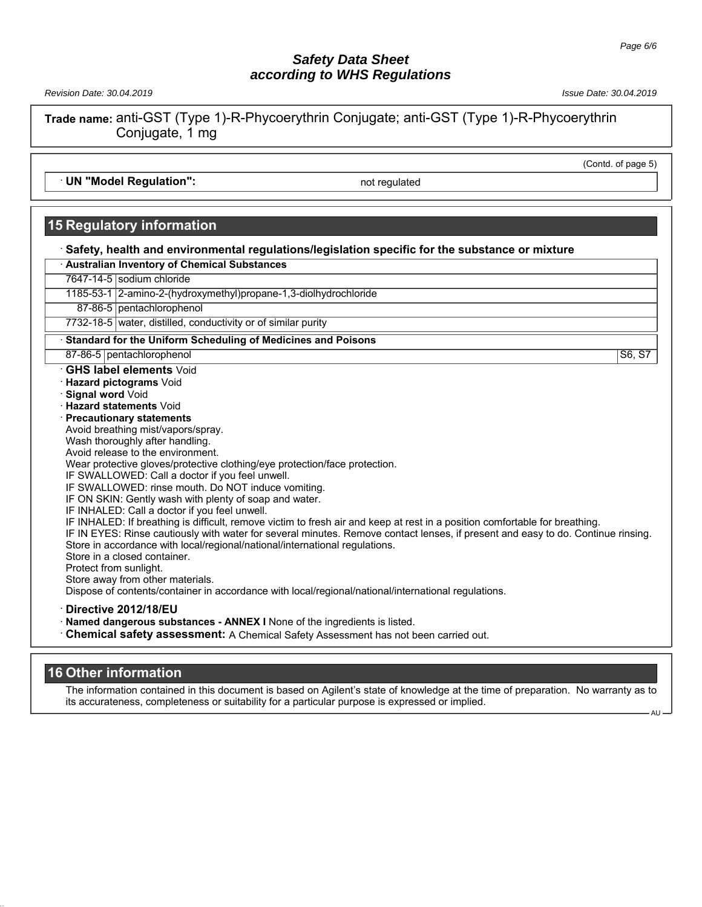**Trade name:** anti-GST (Type 1)-R-Phycoerythrin Conjugate; anti-GST (Type 1)-R-Phycoerythrin Conjugate, 1 mg

(Contd. of page 5)

| · **UN "Model Regulation":** | not regulated |
|---|---|

## 15 Regulatory information

· **Safety, health and environmental regulations/legislation specific for the substance or mixture**

| · **Australian Inventory of Chemical Substances** | |
|---|---|
| 7647-14-5 | sodium chloride |
| 1185-53-1 | 2-amino-2-(hydroxymethyl)propane-1,3-diolhydrochloride |
| 87-86-5 | pentachlorophenol |
| 7732-18-5 | water, distilled, conductivity or of similar purity |

| · **Standard for the Uniform Scheduling of Medicines and Poisons** | | |
|---|---|---|
| 87-86-5 | pentachlorophenol | S6, S7 |

· **GHS label elements** Void
· **Hazard pictograms** Void
· **Signal word** Void
· **Hazard statements** Void
· **Precautionary statements**
Avoid breathing mist/vapors/spray.
Wash thoroughly after handling.
Avoid release to the environment.
Wear protective gloves/protective clothing/eye protection/face protection.
IF SWALLOWED: Call a doctor if you feel unwell.
IF SWALLOWED: rinse mouth. Do NOT induce vomiting.
IF ON SKIN: Gently wash with plenty of soap and water.
IF INHALED: Call a doctor if you feel unwell.
IF INHALED: If breathing is difficult, remove victim to fresh air and keep at rest in a position comfortable for breathing.
IF IN EYES: Rinse cautiously with water for several minutes. Remove contact lenses, if present and easy to do. Continue rinsing.
Store in accordance with local/regional/national/international regulations.
Store in a closed container.
Protect from sunlight.
Store away from other materials.
Dispose of contents/container in accordance with local/regional/national/international regulations.

· **Directive 2012/18/EU**
· **Named dangerous substances - ANNEX I** None of the ingredients is listed.
· **Chemical safety assessment:** A Chemical Safety Assessment has not been carried out.

## 16 Other information

The information contained in this document is based on Agilent's state of knowledge at the time of preparation. No warranty as to its accurateness, completeness or suitability for a particular purpose is expressed or implied.